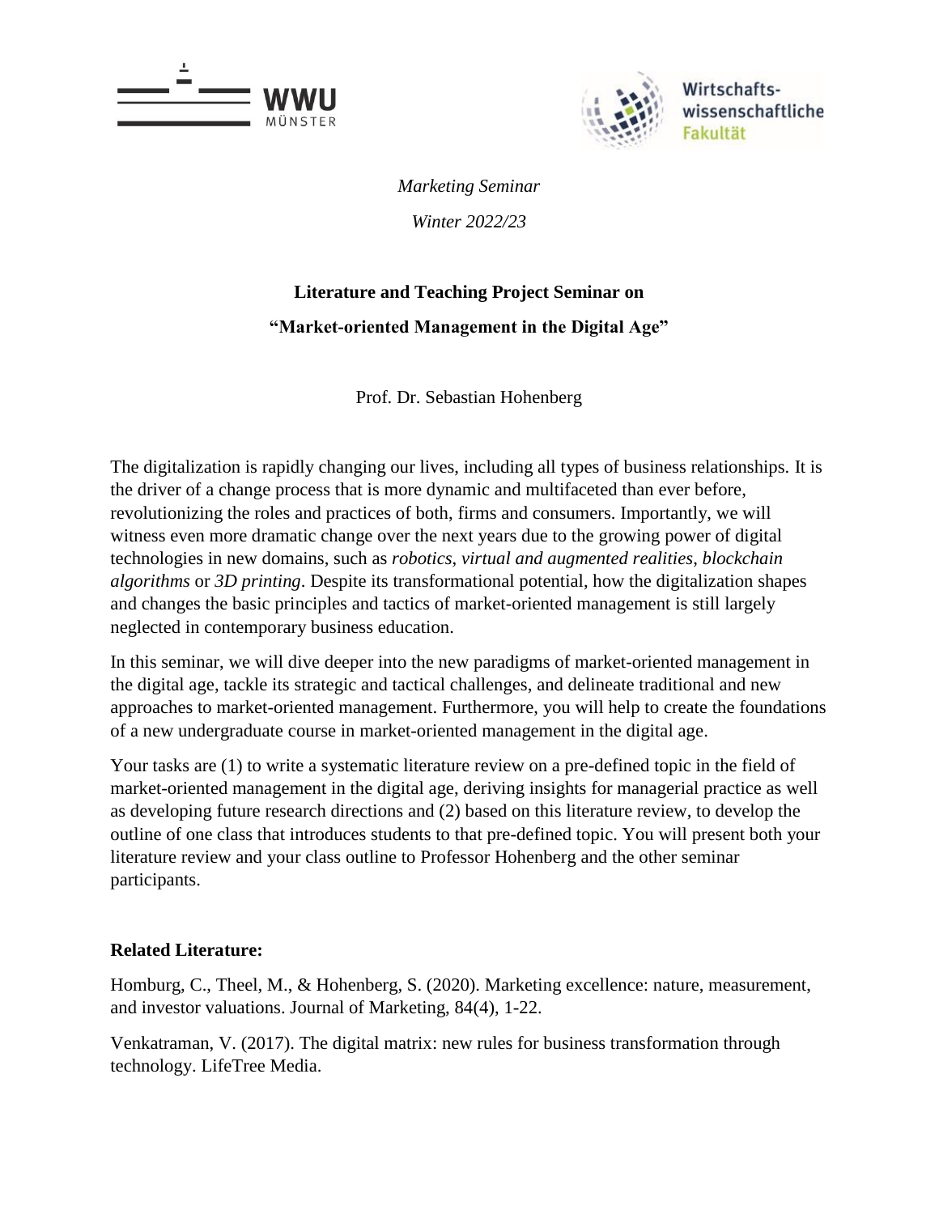WWU MÜNSTER

Wirtschafts-
wissenschaftliche
Fakultät

*Marketing Seminar*

*Winter 2022/23*

**Literature and Teaching Project Seminar on**

**"Market-oriented Management in the Digital Age"**

Prof. Dr. Sebastian Hohenberg

The digitalization is rapidly changing our lives, including all types of business relationships. It is the driver of a change process that is more dynamic and multifaceted than ever before, revolutionizing the roles and practices of both, firms and consumers. Importantly, we will witness even more dramatic change over the next years due to the growing power of digital technologies in new domains, such as *robotics*, *virtual and augmented realities*, *blockchain algorithms* or *3D printing*. Despite its transformational potential, how the digitalization shapes and changes the basic principles and tactics of market-oriented management is still largely neglected in contemporary business education.

In this seminar, we will dive deeper into the new paradigms of market-oriented management in the digital age, tackle its strategic and tactical challenges, and delineate traditional and new approaches to market-oriented management. Furthermore, you will help to create the foundations of a new undergraduate course in market-oriented management in the digital age.

Your tasks are (1) to write a systematic literature review on a pre-defined topic in the field of market-oriented management in the digital age, deriving insights for managerial practice as well as developing future research directions and (2) based on this literature review, to develop the outline of one class that introduces students to that pre-defined topic. You will present both your literature review and your class outline to Professor Hohenberg and the other seminar participants.

**Related Literature:**

Homburg, C., Theel, M., & Hohenberg, S. (2020). Marketing excellence: nature, measurement, and investor valuations. Journal of Marketing, 84(4), 1-22.

Venkatraman, V. (2017). The digital matrix: new rules for business transformation through technology. LifeTree Media.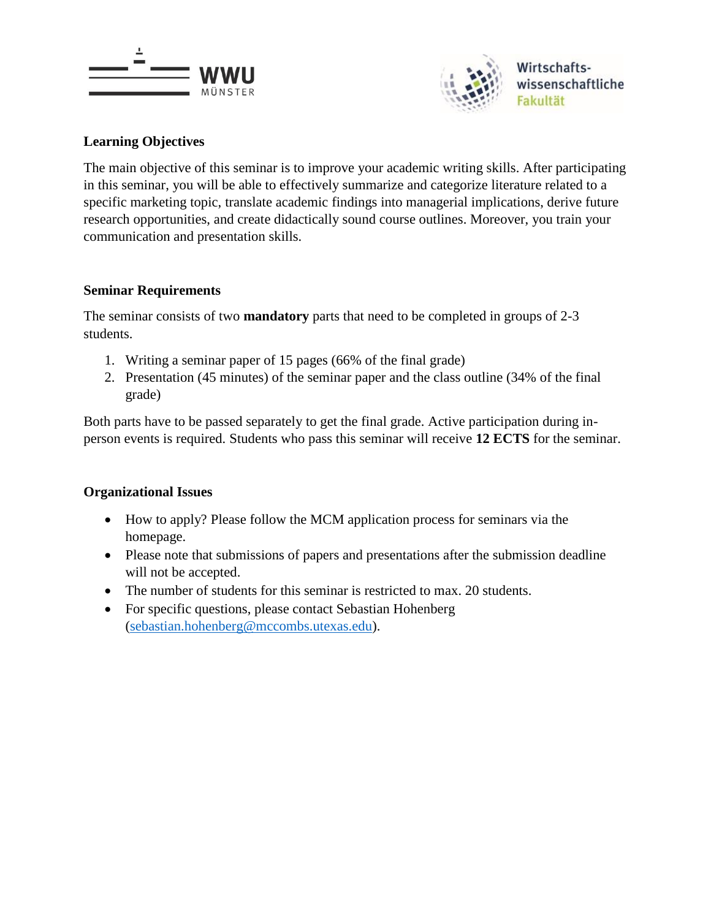## Learning Objectives

The main objective of this seminar is to improve your academic writing skills. After participating in this seminar, you will be able to effectively summarize and categorize literature related to a specific marketing topic, translate academic findings into managerial implications, derive future research opportunities, and create didactically sound course outlines. Moreover, you train your communication and presentation skills.

## Seminar Requirements

The seminar consists of two **mandatory** parts that need to be completed in groups of 2-3 students.

1. Writing a seminar paper of 15 pages (66% of the final grade)
2. Presentation (45 minutes) of the seminar paper and the class outline (34% of the final grade)

Both parts have to be passed separately to get the final grade. Active participation during in-person events is required. Students who pass this seminar will receive **12 ECTS** for the seminar.

## Organizational Issues

- How to apply? Please follow the MCM application process for seminars via the homepage.
- Please note that submissions of papers and presentations after the submission deadline will not be accepted.
- The number of students for this seminar is restricted to max. 20 students.
- For specific questions, please contact Sebastian Hohenberg (sebastian.hohenberg@mccombs.utexas.edu).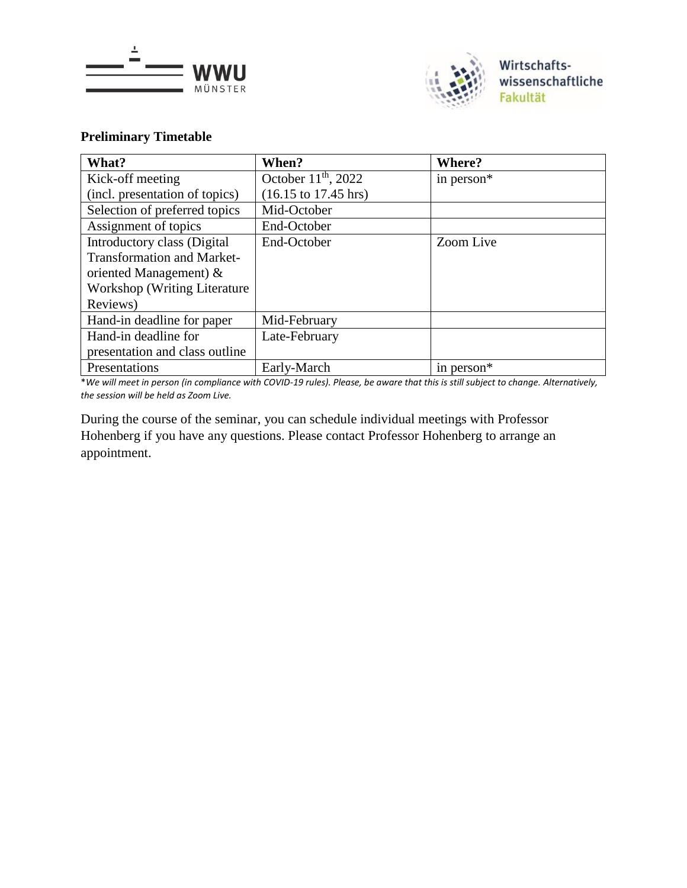**Preliminary Timetable**

| What? | When? | Where? |
| --- | --- | --- |
| Kick-off meeting (incl. presentation of topics) | October 11th, 2022 (16.15 to 17.45 hrs) | in person* |
| Selection of preferred topics | Mid-October | |
| Assignment of topics | End-October | |
| Introductory class (Digital Transformation and Market-oriented Management) & Workshop (Writing Literature Reviews) | End-October | Zoom Live |
| Hand-in deadline for paper | Mid-February | |
| Hand-in deadline for presentation and class outline | Late-February | |
| Presentations | Early-March | in person* |

**We will meet in person (in compliance with COVID-19 rules). Please, be aware that this is still subject to change. Alternatively, the session will be held as Zoom Live.*

During the course of the seminar, you can schedule individual meetings with Professor Hohenberg if you have any questions. Please contact Professor Hohenberg to arrange an appointment.